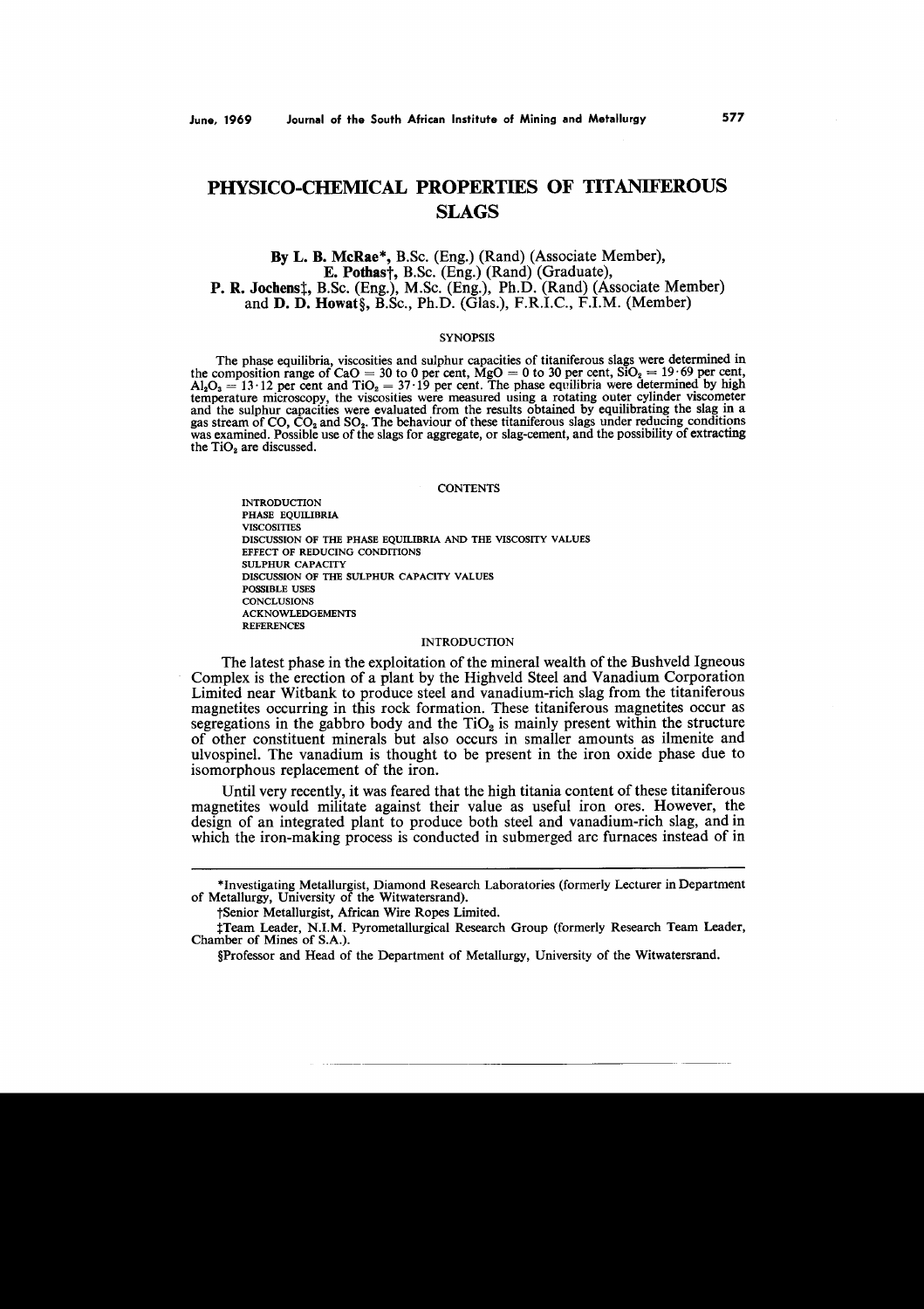# PHYSICO-CHEMICAL PROPERTIES OF TITANIFEROUS SLAGS

**By L. B. McRae***, B.Sc. (Eng.) (Rand) (Associate Member),
**E. Pothas†**, B.Sc. (Eng.) (Rand) (Graduate),
**P. R. Jochens‡**, B.Sc. (Eng.), M.Sc. (Eng.), Ph.D. (Rand) (Associate Member)
and **D. D. Howat§**, B.Sc., Ph.D. (Glas.), F.R.I.C., F.I.M. (Member)

## SYNOPSIS

The phase equilibria, viscosities and sulphur capacities of titaniferous slags were determined in the composition range of CaO = 30 to 0 per cent, MgO = 0 to 30 per cent, $SiO_2$ = 19·69 per cent, $Al_2O_3$ = 13·12 per cent and $TiO_2$ = 37·19 per cent. The phase equilibria were determined by high temperature microscopy, the viscosities were measured using a rotating outer cylinder viscometer and the sulphur capacities were evaluated from the results obtained by equilibrating the slag in a gas stream of CO, $CO_2$ and $SO_2$. The behaviour of these titaniferous slags under reducing conditions was examined. Possible use of the slags for aggregate, or slag-cement, and the possibility of extracting the $TiO_2$ are discussed.

## CONTENTS

- INTRODUCTION
- PHASE EQUILIBRIA
- VISCOSITIES
- DISCUSSION OF THE PHASE EQUILIBRIA AND THE VISCOSITY VALUES
- EFFECT OF REDUCING CONDITIONS
- SULPHUR CAPACITY
- DISCUSSION OF THE SULPHUR CAPACITY VALUES
- POSSIBLE USES
- CONCLUSIONS
- ACKNOWLEDGEMENTS
- REFERENCES

## INTRODUCTION

The latest phase in the exploitation of the mineral wealth of the Bushveld Igneous Complex is the erection of a plant by the Highveld Steel and Vanadium Corporation Limited near Witbank to produce steel and vanadium-rich slag from the titaniferous magnetites occurring in this rock formation. These titaniferous magnetites occur as segregations in the gabbro body and the $TiO_2$ is mainly present within the structure of other constituent minerals but also occurs in smaller amounts as ilmenite and ulvospinel. The vanadium is thought to be present in the iron oxide phase due to isomorphous replacement of the iron.

Until very recently, it was feared that the high titania content of these titaniferous magnetites would militate against their value as useful iron ores. However, the design of an integrated plant to produce both steel and vanadium-rich slag, and in which the iron-making process is conducted in submerged arc furnaces instead of in

---

*Investigating Metallurgist, Diamond Research Laboratories (formerly Lecturer in Department of Metallurgy, University of the Witwatersrand).

†Senior Metallurgist, African Wire Ropes Limited.

‡Team Leader, N.I.M. Pyrometallurgical Research Group (formerly Research Team Leader, Chamber of Mines of S.A.).

§Professor and Head of the Department of Metallurgy, University of the Witwatersrand.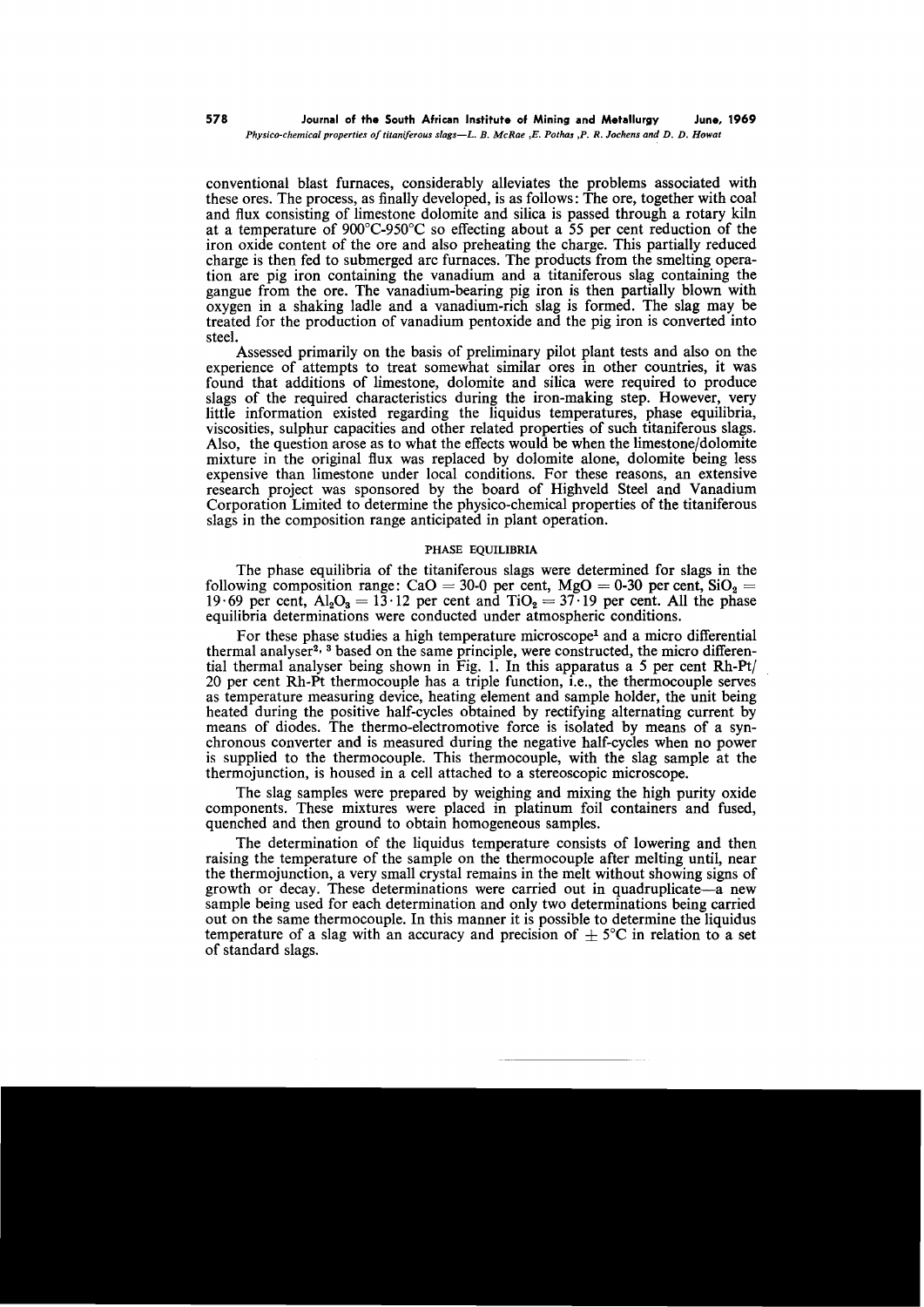conventional blast furnaces, considerably alleviates the problems associated with these ores. The process, as finally developed, is as follows: The ore, together with coal and flux consisting of limestone dolomite and silica is passed through a rotary kiln at a temperature of 900°C-950°C so effecting about a 55 per cent reduction of the iron oxide content of the ore and also preheating the charge. This partially reduced charge is then fed to submerged arc furnaces. The products from the smelting operation are pig iron containing the vanadium and a titaniferous slag containing the gangue from the ore. The vanadium-bearing pig iron is then partially blown with oxygen in a shaking ladle and a vanadium-rich slag is formed. The slag may be treated for the production of vanadium pentoxide and the pig iron is converted into steel.

Assessed primarily on the basis of preliminary pilot plant tests and also on the experience of attempts to treat somewhat similar ores in other countries, it was found that additions of limestone, dolomite and silica were required to produce slags of the required characteristics during the iron-making step. However, very little information existed regarding the liquidus temperatures, phase equilibria, viscosities, sulphur capacities and other related properties of such titaniferous slags. Also, the question arose as to what the effects would be when the limestone/dolomite mixture in the original flux was replaced by dolomite alone, dolomite being less expensive than limestone under local conditions. For these reasons, an extensive research project was sponsored by the board of Highveld Steel and Vanadium Corporation Limited to determine the physico-chemical properties of the titaniferous slags in the composition range anticipated in plant operation.

## PHASE EQUILIBRIA

The phase equilibria of the titaniferous slags were determined for slags in the following composition range: $CaO$ = 30-0 per cent, $MgO$ = 0-30 per cent, $SiO_2$ = 19·69 per cent, $Al_2O_3$ = 13·12 per cent and $TiO_2$ = 37·19 per cent. All the phase equilibria determinations were conducted under atmospheric conditions.

For these phase studies a high temperature microscope[1] and a micro differential thermal analyser[2, 3] based on the same principle, were constructed, the micro differential thermal analyser being shown in Fig. 1. In this apparatus a 5 per cent Rh-Pt/20 per cent Rh-Pt thermocouple has a triple function, i.e., the thermocouple serves as temperature measuring device, heating element and sample holder, the unit being heated during the positive half-cycles obtained by rectifying alternating current by means of diodes. The thermo-electromotive force is isolated by means of a synchronous converter and is measured during the negative half-cycles when no power is supplied to the thermocouple. This thermocouple, with the slag sample at the thermojunction, is housed in a cell attached to a stereoscopic microscope.

The slag samples were prepared by weighing and mixing the high purity oxide components. These mixtures were placed in platinum foil containers and fused, quenched and then ground to obtain homogeneous samples.

The determination of the liquidus temperature consists of lowering and then raising the temperature of the sample on the thermocouple after melting until, near the thermojunction, a very small crystal remains in the melt without showing signs of growth or decay. These determinations were carried out in quadruplicate—a new sample being used for each determination and only two determinations being carried out on the same thermocouple. In this manner it is possible to determine the liquidus temperature of a slag with an accuracy and precision of $\pm$ 5°C in relation to a set of standard slags.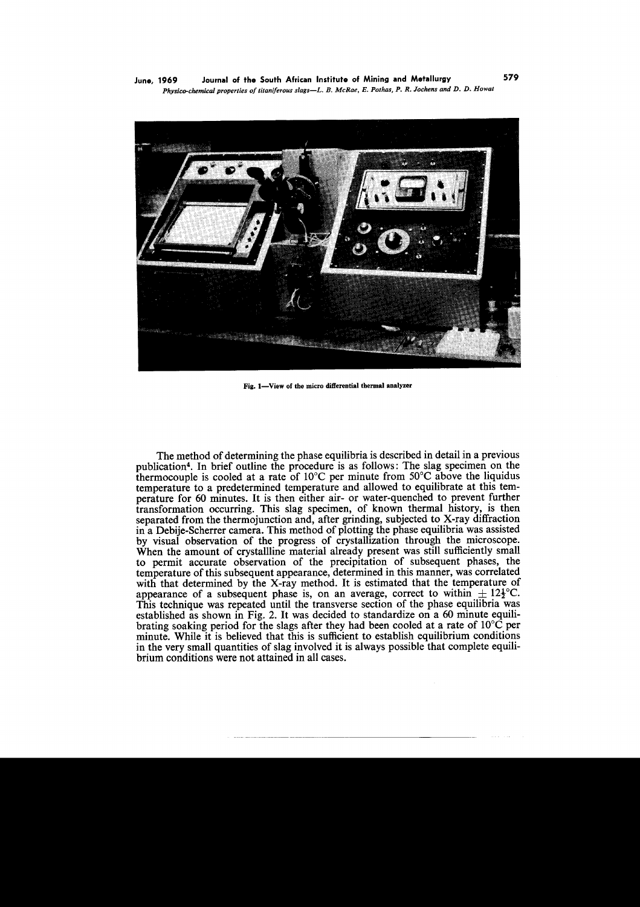Fig. 1—View of the micro differential thermal analyzer

The method of determining the phase equilibria is described in detail in a previous publication[4]. In brief outline the procedure is as follows: The slag specimen on the thermocouple is cooled at a rate of 10°C per minute from 50°C above the liquidus temperature to a predetermined temperature and allowed to equilibrate at this temperature for 60 minutes. It is then either air- or water-quenched to prevent further transformation occurring. This slag specimen, of known thermal history, is then separated from the thermojunction and, after grinding, subjected to X-ray diffraction in a Debije-Scherrer camera. This method of plotting the phase equilibria was assisted by visual observation of the progress of crystallization through the microscope. When the amount of crystallline material already present was still sufficiently small to permit accurate observation of the precipitation of subsequent phases, the temperature of this subsequent appearance, determined in this manner, was correlated with that determined by the X-ray method. It is estimated that the temperature of appearance of a subsequent phase is, on an average, correct to within $\pm 12\frac{1}{2}$°C. This technique was repeated until the transverse section of the phase equilibria was established as shown in Fig. 2. It was decided to standardize on a 60 minute equilibrating soaking period for the slags after they had been cooled at a rate of 10°C per minute. While it is believed that this is sufficient to establish equilibrium conditions in the very small quantities of slag involved it is always possible that complete equilibrium conditions were not attained in all cases.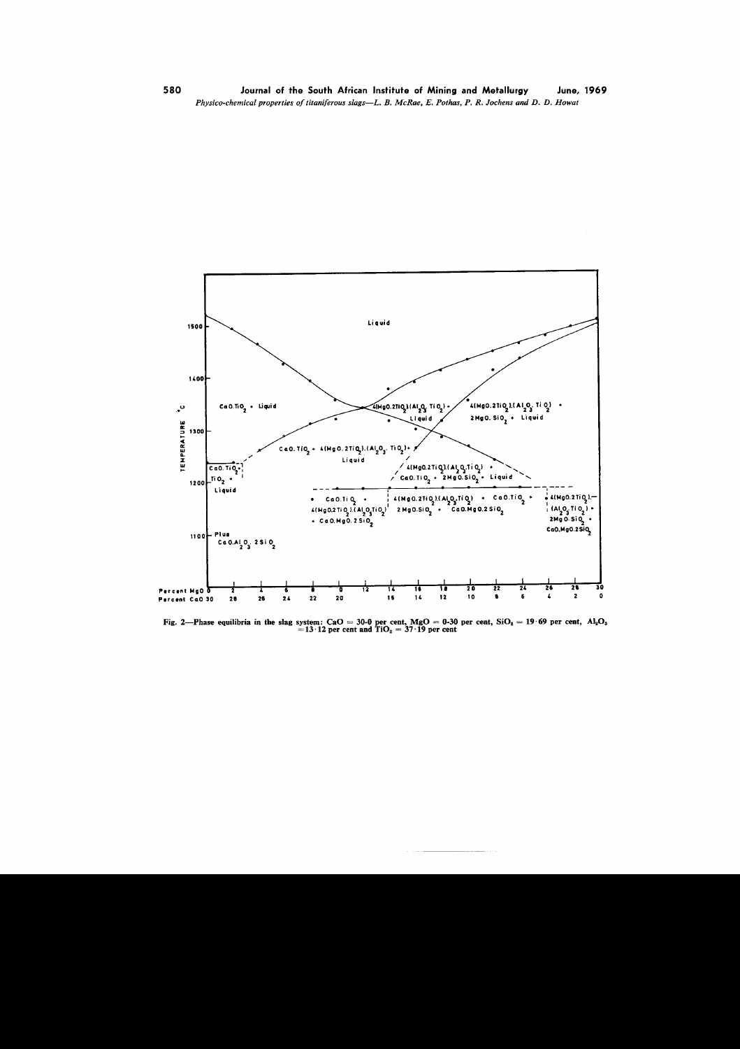Fig. 2—Phase equilibria in the slag system: CaO = 30-0 per cent, MgO = 0-30 per cent, $SiO_2$ = 19·69 per cent, $Al_2O_3$ = 13·12 per cent and $TiO_2$ = 37·19 per cent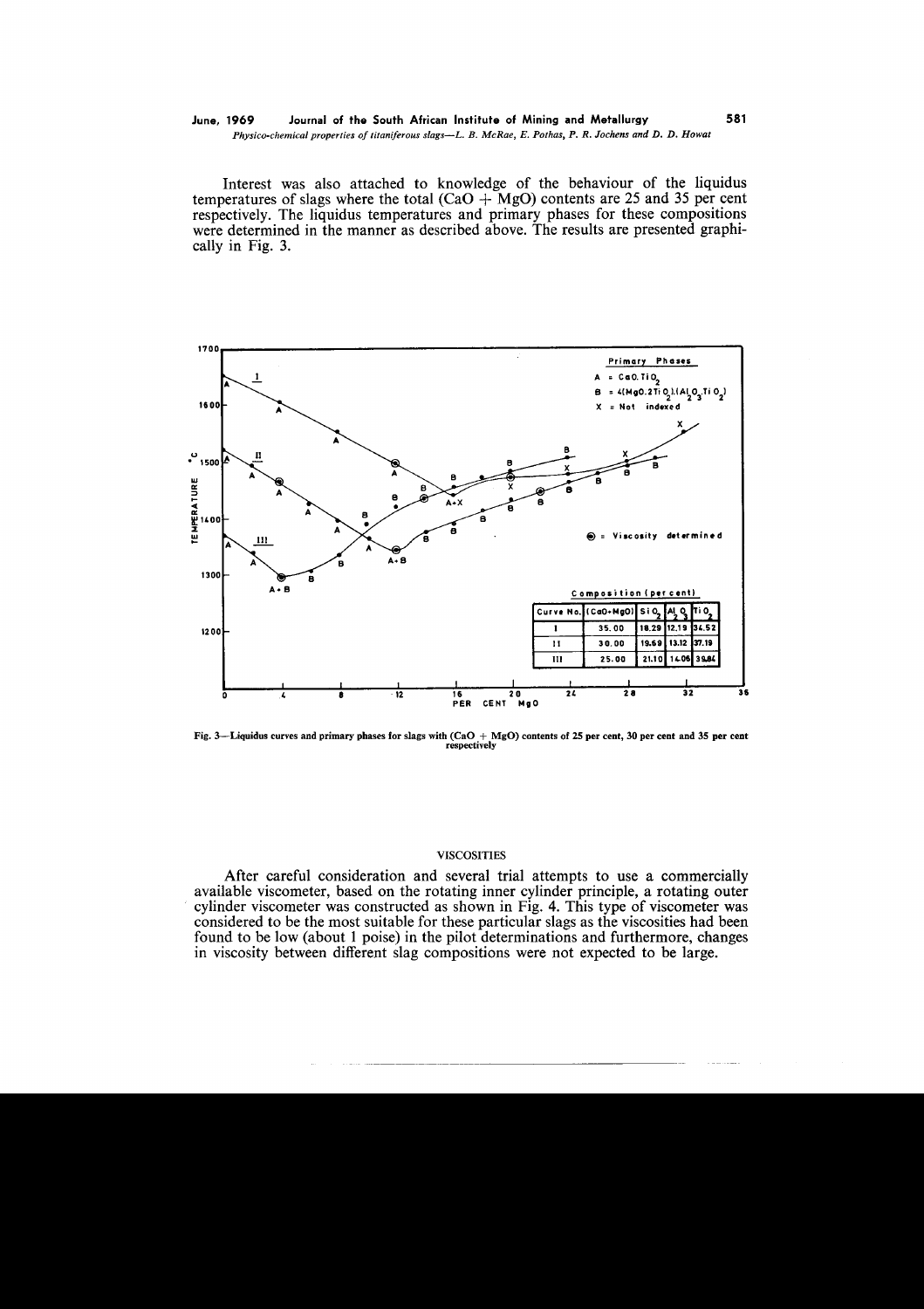Interest was also attached to knowledge of the behaviour of the liquidus temperatures of slags where the total ($CaO + MgO$) contents are 25 and 35 per cent respectively. The liquidus temperatures and primary phases for these compositions were determined in the manner as described above. The results are presented graphically in Fig. 3.

Fig. 3—Liquidus curves and primary phases for slags with ($CaO + MgO$) contents of 25 per cent, 30 per cent and 35 per cent respectively

## VISCOSITIES

After careful consideration and several trial attempts to use a commercially available viscometer, based on the rotating inner cylinder principle, a rotating outer cylinder viscometer was constructed as shown in Fig. 4. This type of viscometer was considered to be the most suitable for these particular slags as the viscosities had been found to be low (about 1 poise) in the pilot determinations and furthermore, changes in viscosity between different slag compositions were not expected to be large.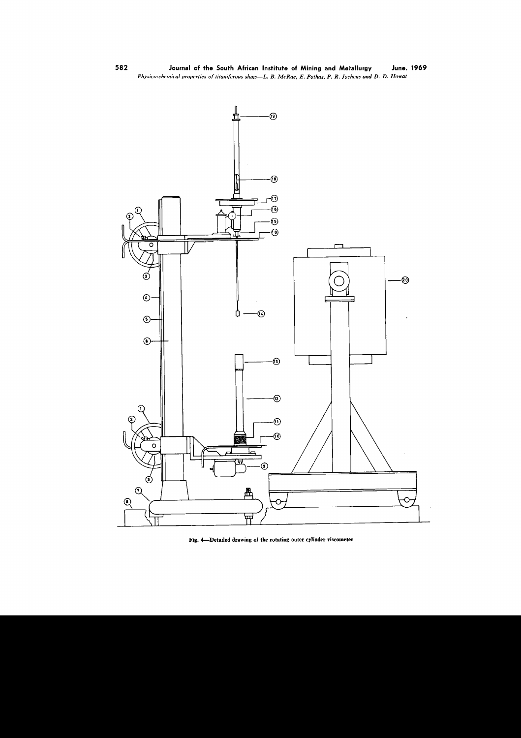Fig. 4—Detailed drawing of the rotating outer cylinder viscometer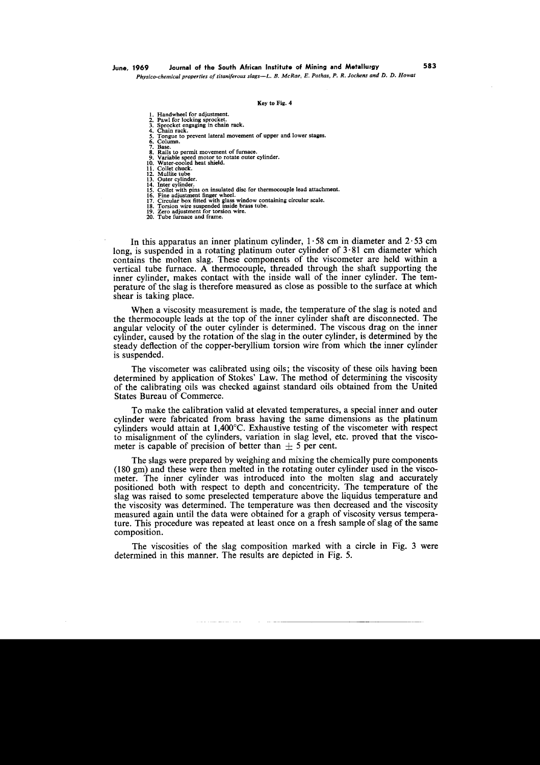Key to Fig. 4

1. Handwheel for adjustment.
2. Pawl for locking sprocket.
3. Sprocket engaging in chain rack.
4. Chain rack.
5. Tongue to prevent lateral movement of upper and lower stages.
6. Column.
7. Base.
8. Rails to permit movement of furnace.
9. Variable speed motor to rotate outer cylinder.
10. Water-cooled heat shield.
11. Collet chuck.
12. Mullite tube
13. Outer cylinder.
14. Inter cylinder.
15. Collet with pins on insulated disc for thermocouple lead attachment.
16. Fine adjustment finger wheel.
17. Circular box fitted with glass window containing circular scale.
18. Torsion wire suspended inside brass tube.
19. Zero adjustment for torsion wire.
20. Tube furnace and frame.

In this apparatus an inner platinum cylinder, 1·58 cm in diameter and 2·53 cm long, is suspended in a rotating platinum outer cylinder of 3·81 cm diameter which contains the molten slag. These components of the viscometer are held within a vertical tube furnace. A thermocouple, threaded through the shaft supporting the inner cylinder, makes contact with the inside wall of the inner cylinder. The temperature of the slag is therefore measured as close as possible to the surface at which shear is taking place.

When a viscosity measurement is made, the temperature of the slag is noted and the thermocouple leads at the top of the inner cylinder shaft are disconnected. The angular velocity of the outer cylinder is determined. The viscous drag on the inner cylinder, caused by the rotation of the slag in the outer cylinder, is determined by the steady deflection of the copper-beryllium torsion wire from which the inner cylinder is suspended.

The viscometer was calibrated using oils; the viscosity of these oils having been determined by application of Stokes' Law. The method of determining the viscosity of the calibrating oils was checked against standard oils obtained from the United States Bureau of Commerce.

To make the calibration valid at elevated temperatures, a special inner and outer cylinder were fabricated from brass having the same dimensions as the platinum cylinders would attain at 1,400°C. Exhaustive testing of the viscometer with respect to misalignment of the cylinders, variation in slag level, etc. proved that the viscometer is capable of precision of better than $\pm$ 5 per cent.

The slags were prepared by weighing and mixing the chemically pure components (180 gm) and these were then melted in the rotating outer cylinder used in the viscometer. The inner cylinder was introduced into the molten slag and accurately positioned both with respect to depth and concentricity. The temperature of the slag was raised to some preselected temperature above the liquidus temperature and the viscosity was determined. The temperature was then decreased and the viscosity measured again until the data were obtained for a graph of viscosity versus temperature. This procedure was repeated at least once on a fresh sample of slag of the same composition.

The viscosities of the slag composition marked with a circle in Fig. 3 were determined in this manner. The results are depicted in Fig. 5.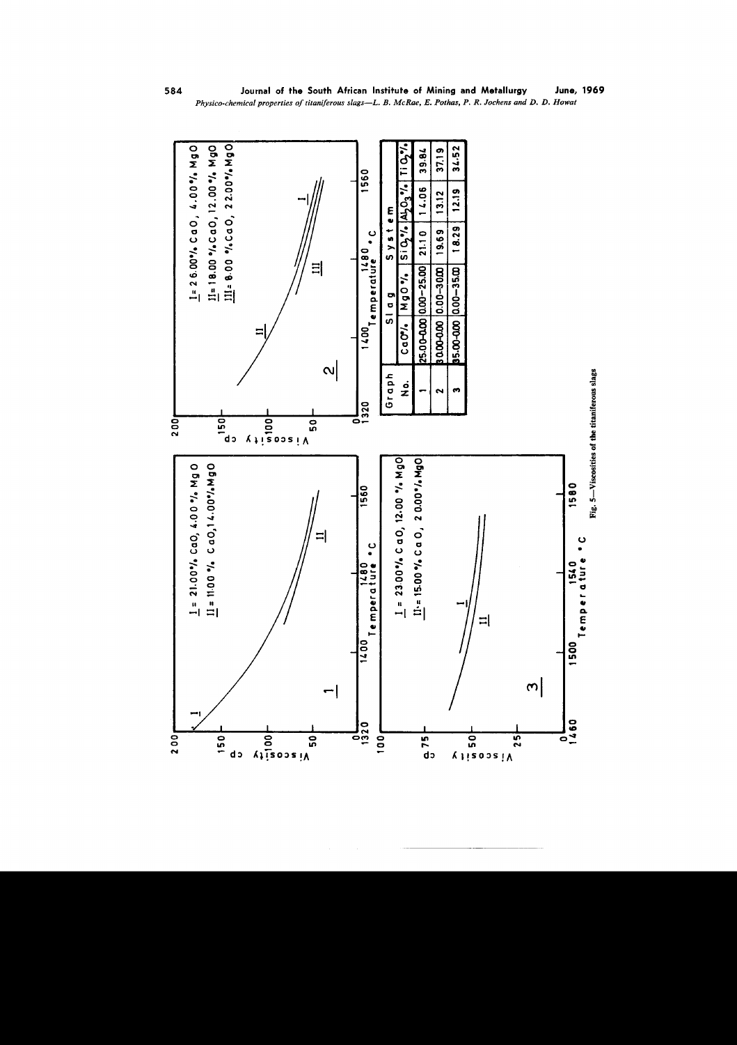Graph 1: I = 21.00 % CaO, 4.00 % MgO; II = 11.00 % CaO, 14.00 % MgO

Graph 2: I = 26.00 % CaO, 4.00 % MgO; II = 18.00 % CaO, 12.00 % MgO; III = 8.00 % CaO, 22.00 % MgO

Graph 3: I = 23.00 % CaO, 12.00 % MgO; II = 15.00 % CaO, 20.00 % MgO

| Graph No. | Slag System | | | | |
|---|---|---|---|---|---|
| | CaO % | MgO % | $SiO_2$ % | $Al_2O_3$ % | $TiO_2$ % |
| 1 | 25.00–0.00 | 0.00–25.00 | 21.10 | 14.06 | 39.84 |
| 2 | 30.00–0.00 | 0.00–30.00 | 19.69 | 13.12 | 37.19 |
| 3 | 35.00–0.00 | 0.00–35.00 | 18.29 | 12.19 | 34.52 |

Fig. 5—Viscosities of the titaniferous slags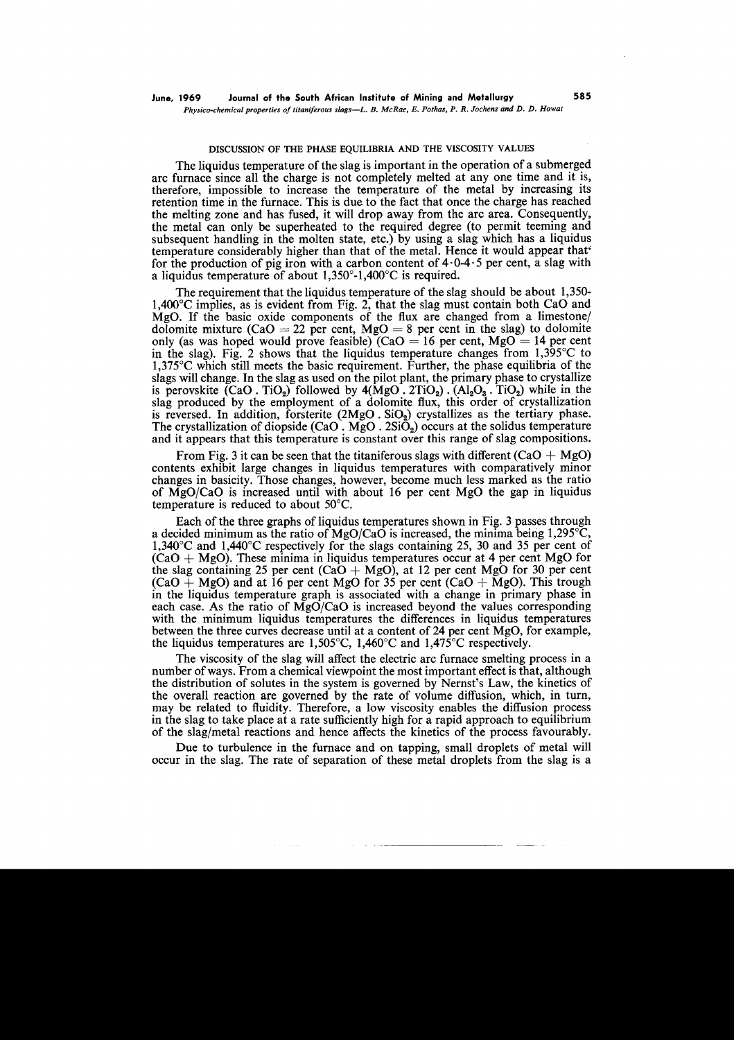## DISCUSSION OF THE PHASE EQUILIBRIA AND THE VISCOSITY VALUES

The liquidus temperature of the slag is important in the operation of a submerged arc furnace since all the charge is not completely melted at any one time and it is, therefore, impossible to increase the temperature of the metal by increasing its retention time in the furnace. This is due to the fact that once the charge has reached the melting zone and has fused, it will drop away from the arc area. Consequently, the metal can only be superheated to the required degree (to permit teeming and subsequent handling in the molten state, etc.) by using a slag which has a liquidus temperature considerably higher than that of the metal. Hence it would appear that for the production of pig iron with a carbon content of 4·0-4·5 per cent, a slag with a liquidus temperature of about 1,350°-1,400°C is required.

The requirement that the liquidus temperature of the slag should be about 1,350-1,400°C implies, as is evident from Fig. 2, that the slag must contain both CaO and MgO. If the basic oxide components of the flux are changed from a limestone/dolomite mixture (CaO = 22 per cent, MgO = 8 per cent in the slag) to dolomite only (as was hoped would prove feasible) (CaO = 16 per cent, MgO = 14 per cent in the slag). Fig. 2 shows that the liquidus temperature changes from 1,395°C to 1,375°C which still meets the basic requirement. Further, the phase equilibria of the slags will change. In the slag as used on the pilot plant, the primary phase to crystallize is perovskite ($CaO . TiO_2$) followed by $4(MgO . 2TiO_2) . (Al_2O_3 . TiO_2)$ while in the slag produced by the employment of a dolomite flux, this order of crystallization is reversed. In addition, forsterite ($2MgO . SiO_2$) crystallizes as the tertiary phase. The crystallization of diopside ($CaO . MgO . 2SiO_2$) occurs at the solidus temperature and it appears that this temperature is constant over this range of slag compositions.

From Fig. 3 it can be seen that the titaniferous slags with different (CaO + MgO) contents exhibit large changes in liquidus temperatures with comparatively minor changes in basicity. Those changes, however, become much less marked as the ratio of MgO/CaO is increased until with about 16 per cent MgO the gap in liquidus temperature is reduced to about 50°C.

Each of the three graphs of liquidus temperatures shown in Fig. 3 passes through a decided minimum as the ratio of MgO/CaO is increased, the minima being 1,295°C, 1,340°C and 1,440°C respectively for the slags containing 25, 30 and 35 per cent of (CaO + MgO). These minima in liquidus temperatures occur at 4 per cent MgO for the slag containing 25 per cent (CaO + MgO), at 12 per cent MgO for 30 per cent (CaO + MgO) and at 16 per cent MgO for 35 per cent (CaO + MgO). This trough in the liquidus temperature graph is associated with a change in primary phase in each case. As the ratio of MgO/CaO is increased beyond the values corresponding with the minimum liquidus temperatures the differences in liquidus temperatures between the three curves decrease until at a content of 24 per cent MgO, for example, the liquidus temperatures are 1,505°C, 1,460°C and 1,475°C respectively.

The viscosity of the slag will affect the electric arc furnace smelting process in a number of ways. From a chemical viewpoint the most important effect is that, although the distribution of solutes in the system is governed by Nernst's Law, the kinetics of the overall reaction are governed by the rate of volume diffusion, which, in turn, may be related to fluidity. Therefore, a low viscosity enables the diffusion process in the slag to take place at a rate sufficiently high for a rapid approach to equilibrium of the slag/metal reactions and hence affects the kinetics of the process favourably.

Due to turbulence in the furnace and on tapping, small droplets of metal will occur in the slag. The rate of separation of these metal droplets from the slag is a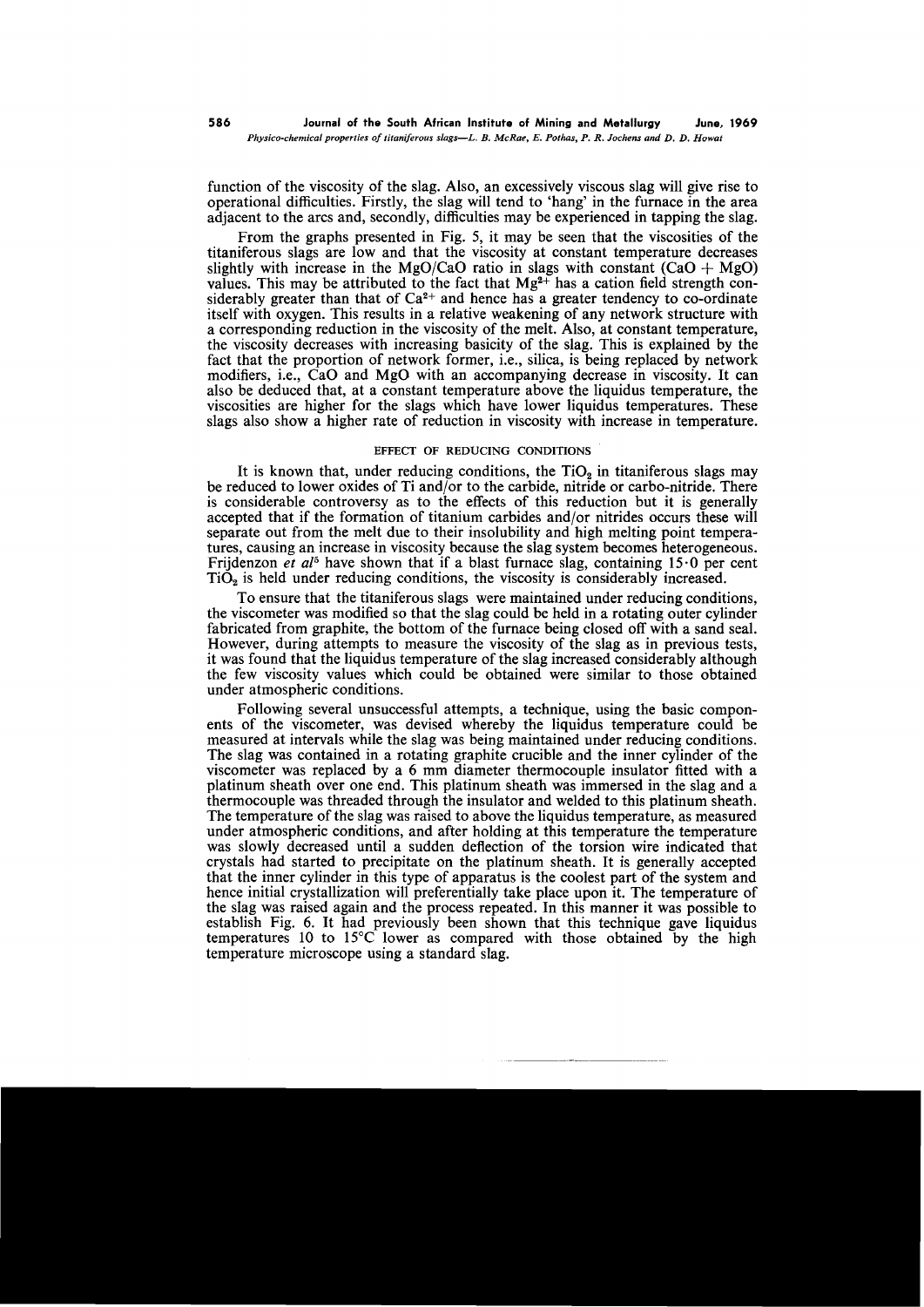function of the viscosity of the slag. Also, an excessively viscous slag will give rise to operational difficulties. Firstly, the slag will tend to 'hang' in the furnace in the area adjacent to the arcs and, secondly, difficulties may be experienced in tapping the slag.

From the graphs presented in Fig. 5, it may be seen that the viscosities of the titaniferous slags are low and that the viscosity at constant temperature decreases slightly with increase in the MgO/CaO ratio in slags with constant (CaO + MgO) values. This may be attributed to the fact that $Mg^{2+}$ has a cation field strength considerably greater than that of $Ca^{2+}$ and hence has a greater tendency to co-ordinate itself with oxygen. This results in a relative weakening of any network structure with a corresponding reduction in the viscosity of the melt. Also, at constant temperature, the viscosity decreases with increasing basicity of the slag. This is explained by the fact that the proportion of network former, i.e., silica, is being replaced by network modifiers, i.e., CaO and MgO with an accompanying decrease in viscosity. It can also be deduced that, at a constant temperature above the liquidus temperature, the viscosities are higher for the slags which have lower liquidus temperatures. These slags also show a higher rate of reduction in viscosity with increase in temperature.

### EFFECT OF REDUCING CONDITIONS

It is known that, under reducing conditions, the $TiO_2$ in titaniferous slags may be reduced to lower oxides of Ti and/or to the carbide, nitride or carbo-nitride. There is considerable controversy as to the effects of this reduction but it is generally accepted that if the formation of titanium carbides and/or nitrides occurs these will separate out from the melt due to their insolubility and high melting point temperatures, causing an increase in viscosity because the slag system becomes heterogeneous. Frijdenzon *et al*[5] have shown that if a blast furnace slag, containing 15·0 per cent $TiO_2$ is held under reducing conditions, the viscosity is considerably increased.

To ensure that the titaniferous slags were maintained under reducing conditions, the viscometer was modified so that the slag could be held in a rotating outer cylinder fabricated from graphite, the bottom of the furnace being closed off with a sand seal. However, during attempts to measure the viscosity of the slag as in previous tests, it was found that the liquidus temperature of the slag increased considerably although the few viscosity values which could be obtained were similar to those obtained under atmospheric conditions.

Following several unsuccessful attempts, a technique, using the basic components of the viscometer, was devised whereby the liquidus temperature could be measured at intervals while the slag was being maintained under reducing conditions. The slag was contained in a rotating graphite crucible and the inner cylinder of the viscometer was replaced by a 6 mm diameter thermocouple insulator fitted with a platinum sheath over one end. This platinum sheath was immersed in the slag and a thermocouple was threaded through the insulator and welded to this platinum sheath. The temperature of the slag was raised to above the liquidus temperature, as measured under atmospheric conditions, and after holding at this temperature the temperature was slowly decreased until a sudden deflection of the torsion wire indicated that crystals had started to precipitate on the platinum sheath. It is generally accepted that the inner cylinder in this type of apparatus is the coolest part of the system and hence initial crystallization will preferentially take place upon it. The temperature of the slag was raised again and the process repeated. In this manner it was possible to establish Fig. 6. It had previously been shown that this technique gave liquidus temperatures 10 to 15°C lower as compared with those obtained by the high temperature microscope using a standard slag.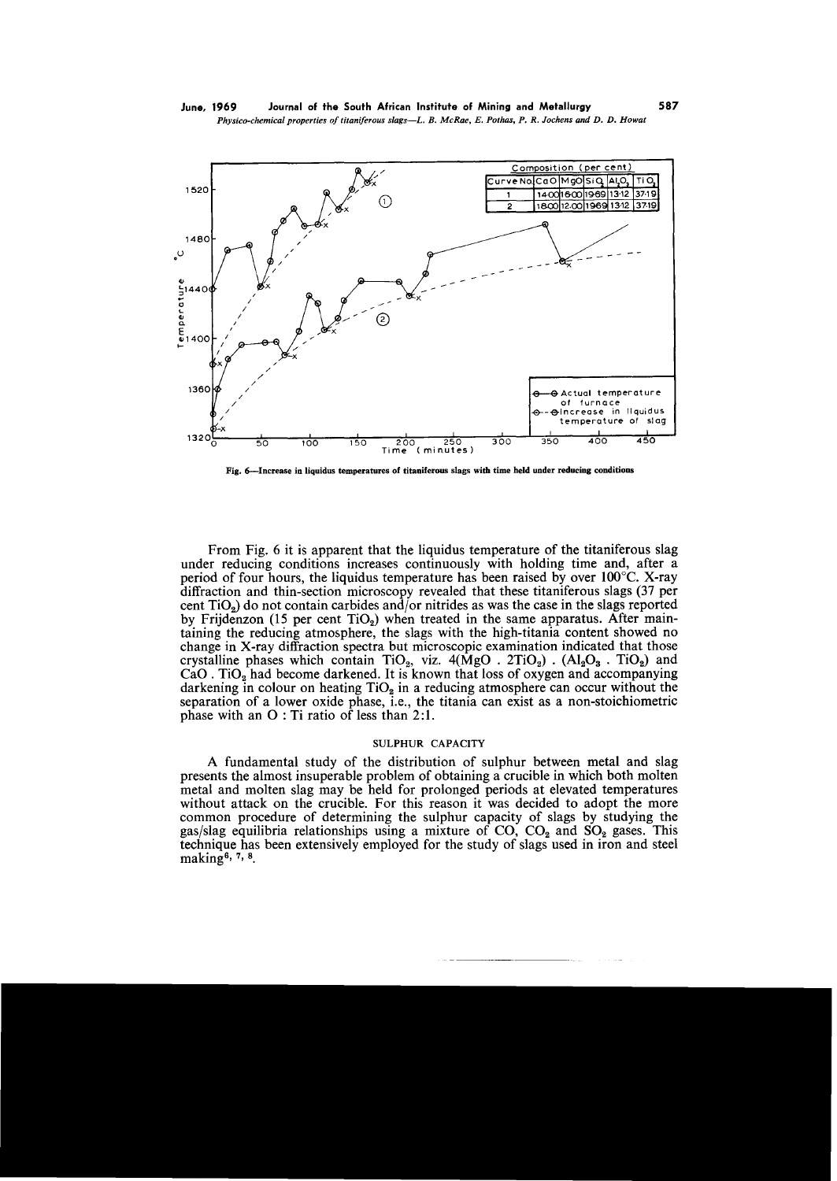| Curve No. | CaO | MgO | $SiO_2$ | $Al_2O_3$ | $TiO_2$ |
|---|---|---|---|---|---|
| 1 | 14·00 | 16·00 | 19·69 | 13·12 | 37·19 |
| 2 | 18·00 | 12·00 | 19·69 | 13·12 | 37·19 |

Fig. 6—Increase in liquidus temperatures of titaniferous slags with time held under reducing conditions

From Fig. 6 it is apparent that the liquidus temperature of the titaniferous slag under reducing conditions increases continuously with holding time and, after a period of four hours, the liquidus temperature has been raised by over 100°C. X-ray diffraction and thin-section microscopy revealed that these titaniferous slags (37 per cent $TiO_2$) do not contain carbides and/or nitrides as was the case in the slags reported by Frijdenzon (15 per cent $TiO_2$) when treated in the same apparatus. After maintaining the reducing atmosphere, the slags with the high-titania content showed no change in X-ray diffraction spectra but microscopic examination indicated that those crystalline phases which contain $TiO_2$, viz. $4(MgO \cdot 2TiO_2) \cdot (Al_2O_3 \cdot TiO_2)$ and $CaO \cdot TiO_2$ had become darkened. It is known that loss of oxygen and accompanying darkening in colour on heating $TiO_2$ in a reducing atmosphere can occur without the separation of a lower oxide phase, i.e., the titania can exist as a non-stoichiometric phase with an O : Ti ratio of less than 2:1.

## SULPHUR CAPACITY

A fundamental study of the distribution of sulphur between metal and slag presents the almost insuperable problem of obtaining a crucible in which both molten metal and molten slag may be held for prolonged periods at elevated temperatures without attack on the crucible. For this reason it was decided to adopt the more common procedure of determining the sulphur capacity of slags by studying the gas/slag equilibria relationships using a mixture of CO, $CO_2$ and $SO_2$ gases. This technique has been extensively employed for the study of slags used in iron and steel making[6, 7, 8].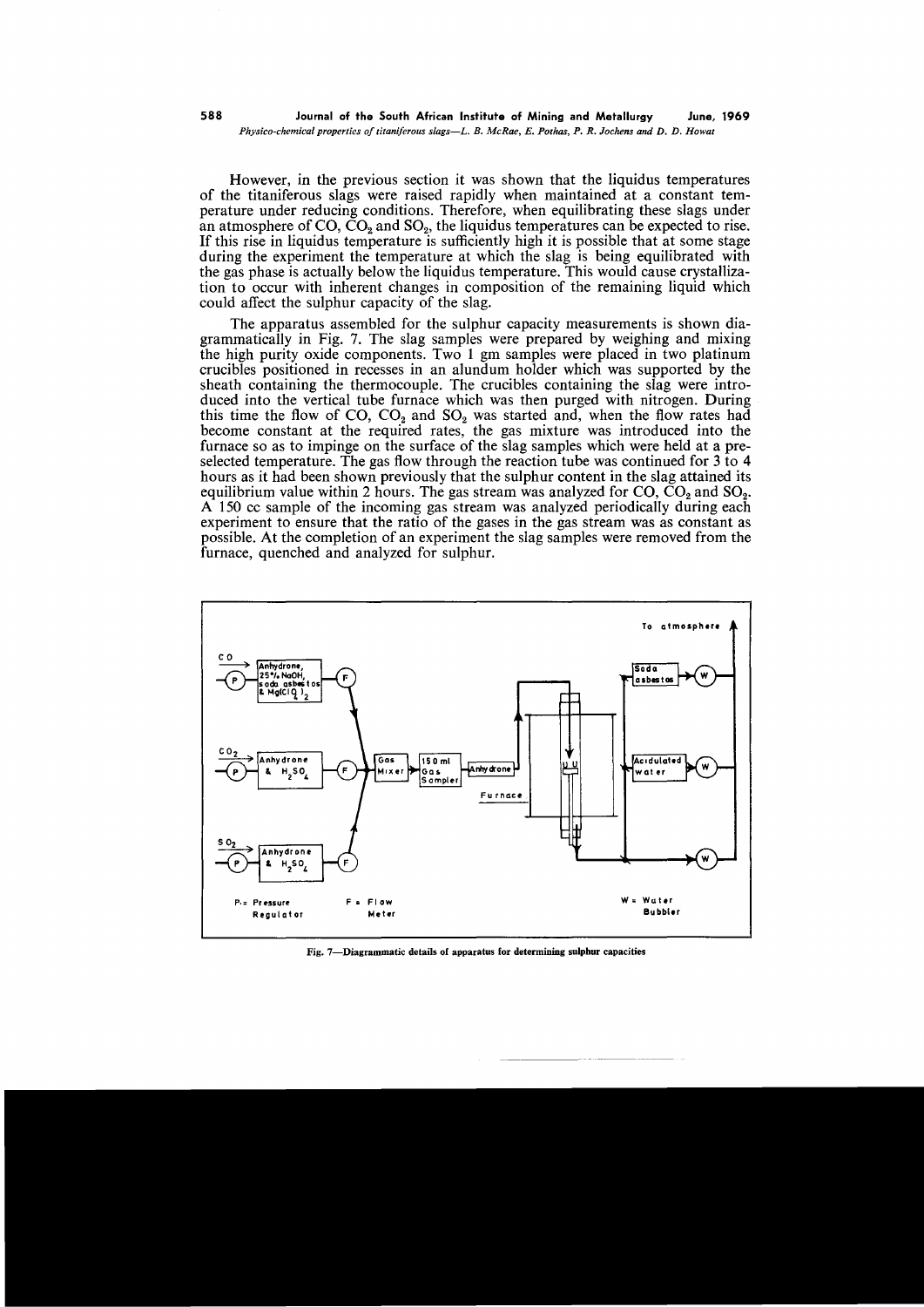However, in the previous section it was shown that the liquidus temperatures of the titaniferous slags were raised rapidly when maintained at a constant temperature under reducing conditions. Therefore, when equilibrating these slags under an atmosphere of CO, $CO_2$ and $SO_2$, the liquidus temperatures can be expected to rise. If this rise in liquidus temperature is sufficiently high it is possible that at some stage during the experiment the temperature at which the slag is being equilibrated with the gas phase is actually below the liquidus temperature. This would cause crystallization to occur with inherent changes in composition of the remaining liquid which could affect the sulphur capacity of the slag.

The apparatus assembled for the sulphur capacity measurements is shown diagrammatically in Fig. 7. The slag samples were prepared by weighing and mixing the high purity oxide components. Two 1 gm samples were placed in two platinum crucibles positioned in recesses in an alundum holder which was supported by the sheath containing the thermocouple. The crucibles containing the slag were introduced into the vertical tube furnace which was then purged with nitrogen. During this time the flow of CO, $CO_2$ and $SO_2$ was started and, when the flow rates had become constant at the required rates, the gas mixture was introduced into the furnace so as to impinge on the surface of the slag samples which were held at a preselected temperature. The gas flow through the reaction tube was continued for 3 to 4 hours as it had been shown previously that the sulphur content in the slag attained its equilibrium value within 2 hours. The gas stream was analyzed for CO, $CO_2$ and $SO_2$. A 150 cc sample of the incoming gas stream was analyzed periodically during each experiment to ensure that the ratio of the gases in the gas stream was as constant as possible. At the completion of an experiment the slag samples were removed from the furnace, quenched and analyzed for sulphur.

Fig. 7—Diagrammatic details of apparatus for determining sulphur capacities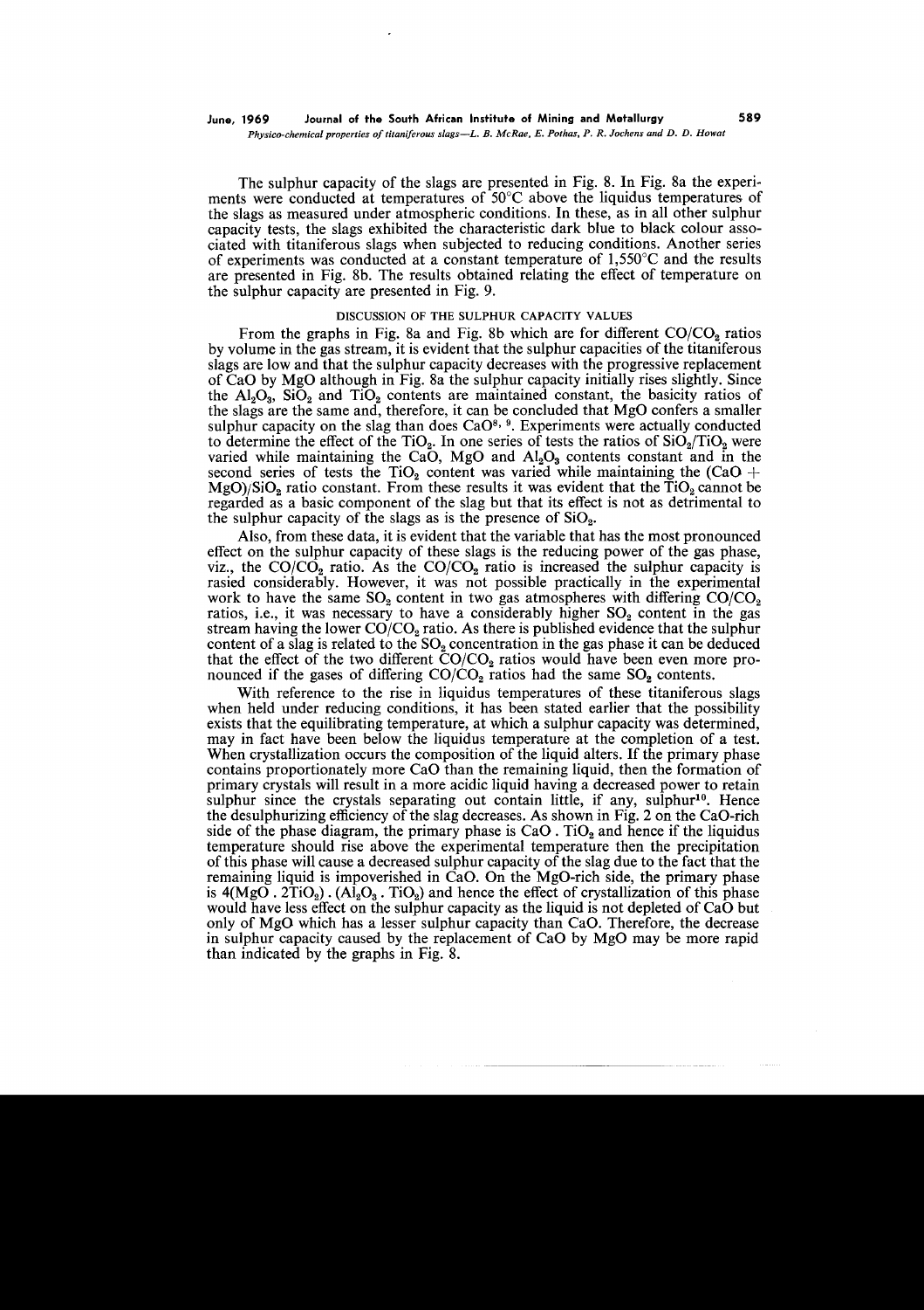The sulphur capacity of the slags are presented in Fig. 8. In Fig. 8a the experiments were conducted at temperatures of 50°C above the liquidus temperatures of the slags as measured under atmospheric conditions. In these, as in all other sulphur capacity tests, the slags exhibited the characteristic dark blue to black colour associated with titaniferous slags when subjected to reducing conditions. Another series of experiments was conducted at a constant temperature of 1,550°C and the results are presented in Fig. 8b. The results obtained relating the effect of temperature on the sulphur capacity are presented in Fig. 9.

## DISCUSSION OF THE SULPHUR CAPACITY VALUES

From the graphs in Fig. 8a and Fig. 8b which are for different $CO/CO_2$ ratios by volume in the gas stream, it is evident that the sulphur capacities of the titaniferous slags are low and that the sulphur capacity decreases with the progressive replacement of CaO by MgO although in Fig. 8a the sulphur capacity initially rises slightly. Since the $Al_2O_3$, $SiO_2$ and $TiO_2$ contents are maintained constant, the basicity ratios of the slags are the same and, therefore, it can be concluded that MgO confers a smaller sulphur capacity on the slag than does CaO[8, 9]. Experiments were actually conducted to determine the effect of the $TiO_2$. In one series of tests the ratios of $SiO_2/TiO_2$ were varied while maintaining the CaO, MgO and $Al_2O_3$ contents constant and in the second series of tests the $TiO_2$ content was varied while maintaining the $(CaO + MgO)/SiO_2$ ratio constant. From these results it was evident that the $TiO_2$ cannot be regarded as a basic component of the slag but that its effect is not as detrimental to the sulphur capacity of the slags as is the presence of $SiO_2$.

Also, from these data, it is evident that the variable that has the most pronounced effect on the sulphur capacity of these slags is the reducing power of the gas phase, viz., the $CO/CO_2$ ratio. As the $CO/CO_2$ ratio is increased the sulphur capacity is rasied considerably. However, it was not possible practically in the experimental work to have the same $SO_2$ content in two gas atmospheres with differing $CO/CO_2$ ratios, i.e., it was necessary to have a considerably higher $SO_2$ content in the gas stream having the lower $CO/CO_2$ ratio. As there is published evidence that the sulphur content of a slag is related to the $SO_2$ concentration in the gas phase it can be deduced that the effect of the two different $CO/CO_2$ ratios would have been even more pronounced if the gases of differing $CO/CO_2$ ratios had the same $SO_2$ contents.

With reference to the rise in liquidus temperatures of these titaniferous slags when held under reducing conditions, it has been stated earlier that the possibility exists that the equilibrating temperature, at which a sulphur capacity was determined, may in fact have been below the liquidus temperature at the completion of a test. When crystallization occurs the composition of the liquid alters. If the primary phase contains proportionately more CaO than the remaining liquid, then the formation of primary crystals will result in a more acidic liquid having a decreased power to retain sulphur since the crystals separating out contain little, if any, sulphur[10]. Hence the desulphurizing efficiency of the slag decreases. As shown in Fig. 2 on the CaO-rich side of the phase diagram, the primary phase is $CaO \cdot TiO_2$ and hence if the liquidus temperature should rise above the experimental temperature then the precipitation of this phase will cause a decreased sulphur capacity of the slag due to the fact that the remaining liquid is impoverished in CaO. On the MgO-rich side, the primary phase is $4(MgO \cdot 2TiO_2) \cdot (Al_2O_3 \cdot TiO_2)$ and hence the effect of crystallization of this phase would have less effect on the sulphur capacity as the liquid is not depleted of CaO but only of MgO which has a lesser sulphur capacity than CaO. Therefore, the decrease in sulphur capacity caused by the replacement of CaO by MgO may be more rapid than indicated by the graphs in Fig. 8.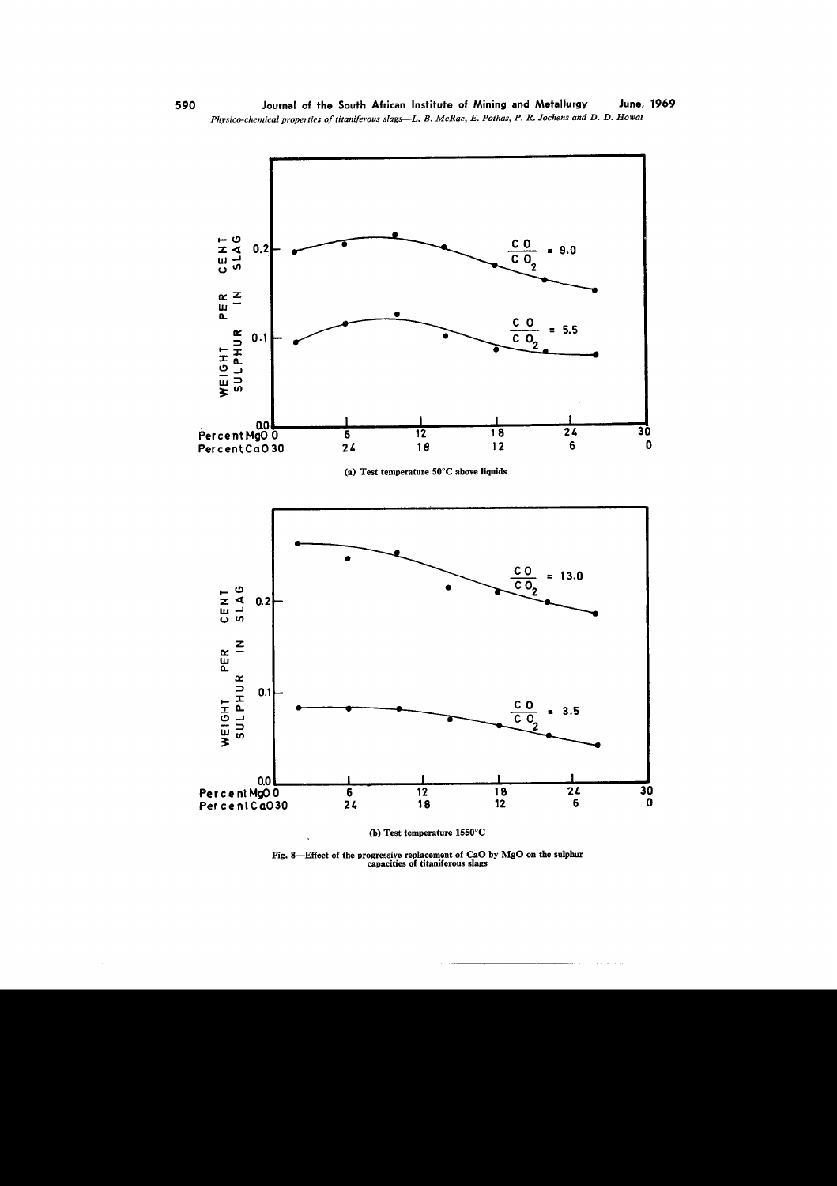(a) Test temperature 50°C above liquids

(b) Test temperature 1550°C

Fig. 8—Effect of the progressive replacement of CaO by MgO on the sulphur capacities of titaniferous slags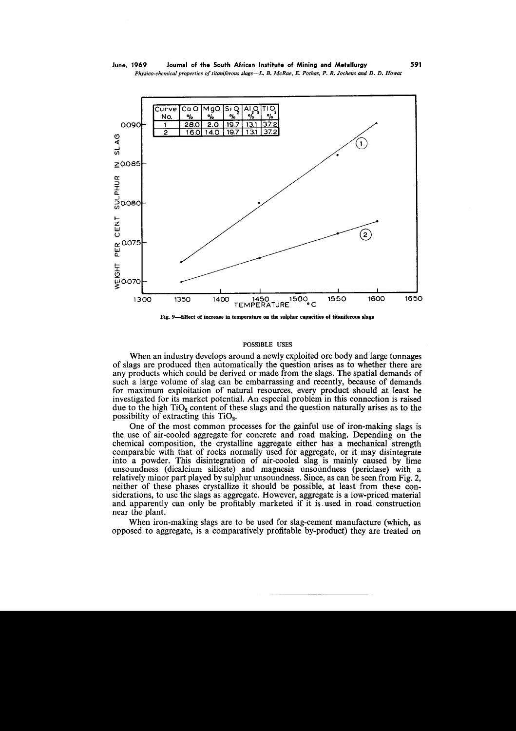| Curve No. | CaO % | MgO % | $SiO_2$ % | $Al_2O_3$ % | $TiO_2$ % |
|---|---|---|---|---|---|
| 1 | 28.0 | 2.0 | 19.7 | 13.1 | 37.2 |
| 2 | 16.0 | 14.0 | 19.7 | 13.1 | 37.2 |

Fig. 9—Effect of increase in temperature on the sulphur capacities of titaniferous slags

## POSSIBLE USES

When an industry develops around a newly exploited ore body and large tonnages of slags are produced then automatically the question arises as to whether there are any products which could be derived or made from the slags. The spatial demands of such a large volume of slag can be embarrassing and recently, because of demands for maximum exploitation of natural resources, every product should at least be investigated for its market potential. An especial problem in this connection is raised due to the high $TiO_2$ content of these slags and the question naturally arises as to the possibility of extracting this $TiO_2$.

One of the most common processes for the gainful use of iron-making slags is the use of air-cooled aggregate for concrete and road making. Depending on the chemical composition, the crystalline aggregate either has a mechanical strength comparable with that of rocks normally used for aggregate, or it may disintegrate into a powder. This disintegration of air-cooled slag is mainly caused by lime unsoundness (dicalcium silicate) and magnesia unsoundness (periclase) with a relatively minor part played by sulphur unsoundness. Since, as can be seen from Fig. 2, neither of these phases crystallize it should be possible, at least from these considerations, to use the slags as aggregate. However, aggregate is a low-priced material and apparently can only be profitably marketed if it is used in road construction near the plant.

When iron-making slags are to be used for slag-cement manufacture (which, as opposed to aggregate, is a comparatively profitable by-product) they are treated on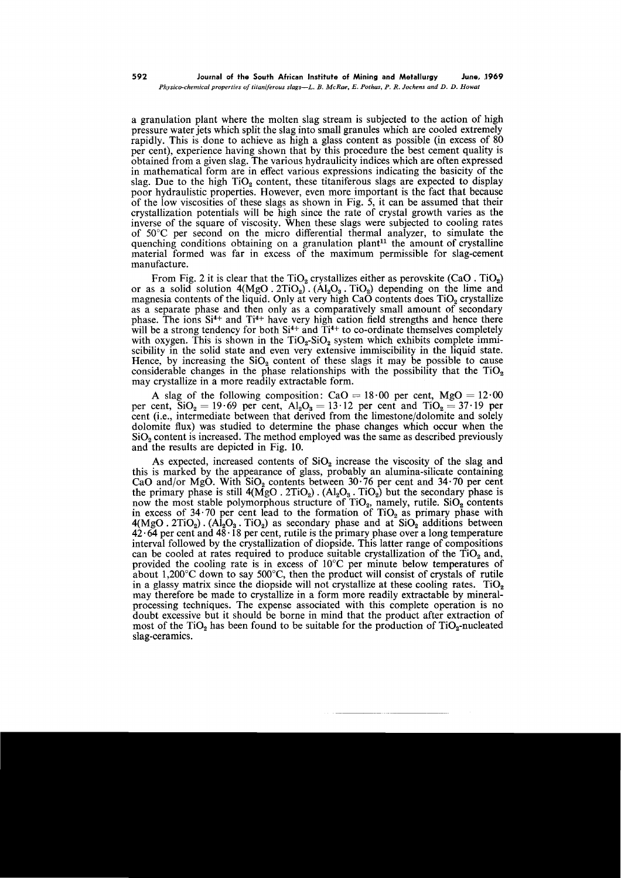a granulation plant where the molten slag stream is subjected to the action of high pressure water jets which split the slag into small granules which are cooled extremely rapidly. This is done to achieve as high a glass content as possible (in excess of 80 per cent), experience having shown that by this procedure the best cement quality is obtained from a given slag. The various hydraulicity indices which are often expressed in mathematical form are in effect various expressions indicating the basicity of the slag. Due to the high $TiO_2$ content, these titaniferous slags are expected to display poor hydraulistic properties. However, even more important is the fact that because of the low viscosities of these slags as shown in Fig. 5, it can be assumed that their crystallization potentials will be high since the rate of crystal growth varies as the inverse of the square of viscosity. When these slags were subjected to cooling rates of 50°C per second on the micro differential thermal analyzer, to simulate the quenching conditions obtaining on a granulation plant[11] the amount of crystalline material formed was far in excess of the maximum permissible for slag-cement manufacture.

From Fig. 2 it is clear that the $TiO_2$ crystallizes either as perovskite ($CaO \cdot TiO_2$) or as a solid solution $4(MgO \cdot 2TiO_2) \cdot (Al_2O_3 \cdot TiO_2)$ depending on the lime and magnesia contents of the liquid. Only at very high CaO contents does $TiO_2$ crystallize as a separate phase and then only as a comparatively small amount of secondary phase. The ions $Si^{4+}$ and $Ti^{4+}$ have very high cation field strengths and hence there will be a strong tendency for both $Si^{4+}$ and $Ti^{4+}$ to co-ordinate themselves completely with oxygen. This is shown in the $TiO_2$-$SiO_2$ system which exhibits complete immiscibility in the solid state and even very extensive immiscibility in the liquid state. Hence, by increasing the $SiO_2$ content of these slags it may be possible to cause considerable changes in the phase relationships with the possibility that the $TiO_2$ may crystallize in a more readily extractable form.

A slag of the following composition: CaO = 18·00 per cent, MgO = 12·00 per cent, $SiO_2$ = 19·69 per cent, $Al_2O_3$ = 13·12 per cent and $TiO_2$ = 37·19 per cent (i.e., intermediate between that derived from the limestone/dolomite and solely dolomite flux) was studied to determine the phase changes which occur when the $SiO_2$ content is increased. The method employed was the same as described previously and the results are depicted in Fig. 10.

As expected, increased contents of $SiO_2$ increase the viscosity of the slag and this is marked by the appearance of glass, probably an alumina-silicate containing CaO and/or MgO. With $SiO_2$ contents between 30·76 per cent and 34·70 per cent the primary phase is still $4(MgO \cdot 2TiO_2) \cdot (Al_2O_3 \cdot TiO_2)$ but the secondary phase is now the most stable polymorphous structure of $TiO_2$, namely, rutile. $SiO_2$ contents in excess of 34·70 per cent lead to the formation of $TiO_2$ as primary phase with $4(MgO \cdot 2TiO_2) \cdot (Al_2O_3 \cdot TiO_2)$ as secondary phase and at $SiO_2$ additions between 42·64 per cent and 48·18 per cent, rutile is the primary phase over a long temperature interval followed by the crystallization of diopside. This latter range of compositions can be cooled at rates required to produce suitable crystallization of the $TiO_2$ and, provided the cooling rate is in excess of 10°C per minute below temperatures of about 1,200°C down to say 500°C, then the product will consist of crystals of rutile in a glassy matrix since the diopside will not crystallize at these cooling rates. $TiO_2$ may therefore be made to crystallize in a form more readily extractable by mineral-processing techniques. The expense associated with this complete operation is no doubt excessive but it should be borne in mind that the product after extraction of most of the $TiO_2$ has been found to be suitable for the production of $TiO_2$-nucleated slag-ceramics.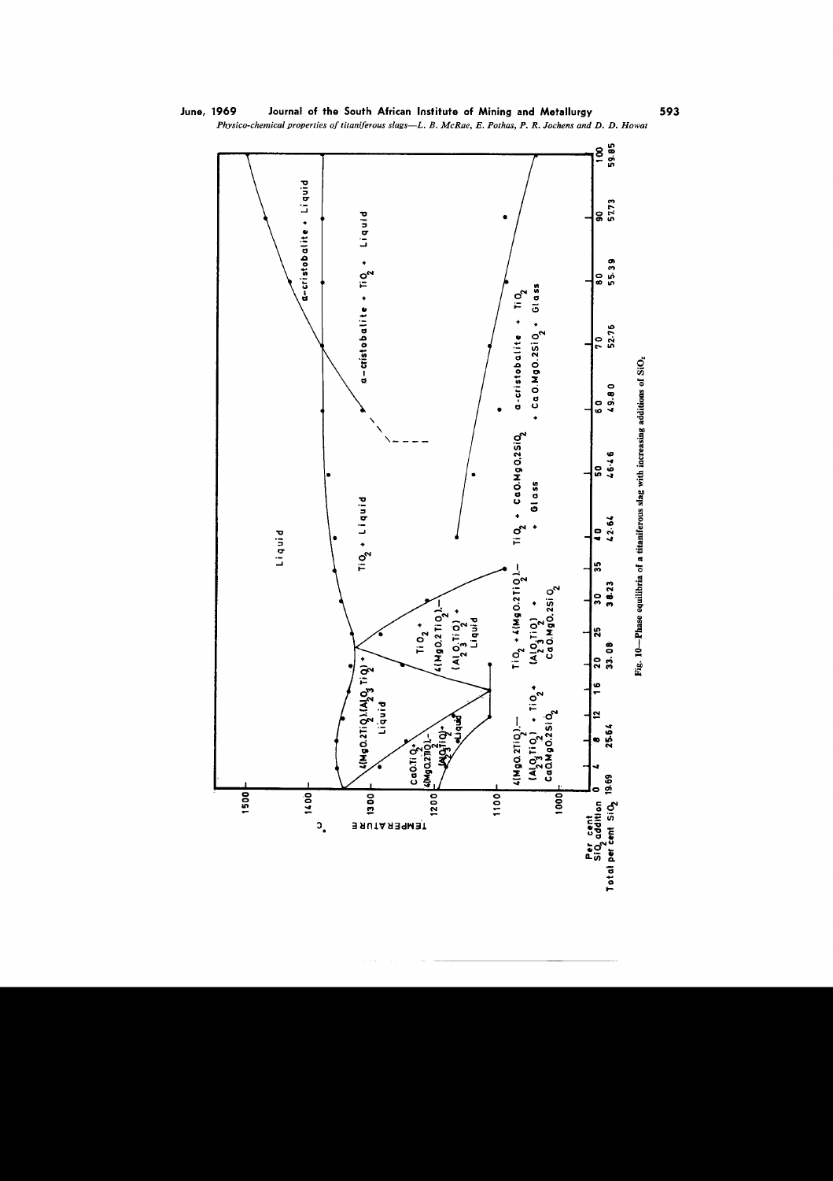Fig. 10—Phase equilibria of a titaniferous slag with increasing additions of $SiO_2$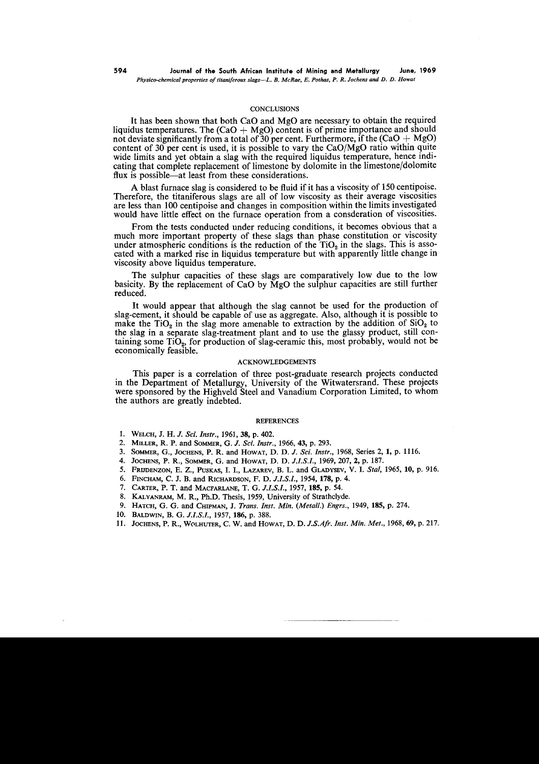## CONCLUSIONS

It has been shown that both CaO and MgO are necessary to obtain the required liquidus temperatures. The (CaO + MgO) content is of prime importance and should not deviate significantly from a total of 30 per cent. Furthermore, if the (CaO + MgO) content of 30 per cent is used, it is possible to vary the CaO/MgO ratio within quite wide limits and yet obtain a slag with the required liquidus temperature, hence indicating that complete replacement of limestone by dolomite in the limestone/dolomite flux is possible—at least from these considerations.

A blast furnace slag is considered to be fluid if it has a viscosity of 150 centipoise. Therefore, the titaniferous slags are all of low viscosity as their average viscosities are less than 100 centipoise and changes in composition within the limits investigated would have little effect on the furnace operation from a consderation of viscosities.

From the tests conducted under reducing conditions, it becomes obvious that a much more important property of these slags than phase constitution or viscosity under atmospheric conditions is the reduction of the $TiO_2$ in the slags. This is assocated with a marked rise in liquidus temperature but with apparently little change in viscosity above liquidus temperature.

The sulphur capacities of these slags are comparatively low due to the low basicity. By the replacement of CaO by MgO the sulphur capacities are still further reduced.

It would appear that although the slag cannot be used for the production of slag-cement, it should be capable of use as aggregate. Also, although it is possible to make the $TiO_2$ in the slag more amenable to extraction by the addition of $SiO_2$ to the slag in a separate slag-treatment plant and to use the glassy product, still containing some $TiO_2$, for production of slag-ceramic this, most probably, would not be economically feasible.

## ACKNOWLEDGEMENTS

This paper is a correlation of three post-graduate research projects conducted in the Department of Metallurgy, University of the Witwatersrand. These projects were sponsored by the Highveld Steel and Vanadium Corporation Limited, to whom the authors are greatly indebted.

## REFERENCES

1. Welch, J. H. *J. Sci. Instr.*, 1961, **38**, p. 402.
2. Miller, R. P. and Sommer, G. *J. Sci. Instr.*, 1966, **43**, p. 293.
3. Sommer, G., Jochens, P. R. and Howat, D. D. *J. Sci. Instr.*, 1968, Series 2, **1**, p. 1116.
4. Jochens, P. R., Sommer, G. and Howat, D. D. *J.I.S.I.*, 1969, 207, **2**, p. 187.
5. Frijdenzon, E. Z., Puskas, I. I., Lazarev, B. L. and Gladysev, V. I. *Stal*, 1965, **10**, p. 916.
6. Fincham, C. J. B. and Richardson, F. D. *J.I.S.I.*, 1954, **178**, p. 4.
7. Carter, P. T. and Macfarlane, T. G. *J.I.S.I.*, 1957, **185**, p. 54.
8. Kalyanram, M. R., Ph.D. Thesis, 1959, University of Strathclyde.
9. Hatch, G. G. and Chipman, J. *Trans. Inst. Min. (Metall.) Engrs.*, 1949, **185**, p. 274.
10. Baldwin, B. G. *J.I.S.I.*, 1957, **186**, p. 388.
11. Jochens, P. R., Wolhuter, C. W. and Howat, D. D. *J.S.Afr. Inst. Min. Met.*, 1968, **69**, p. 217.